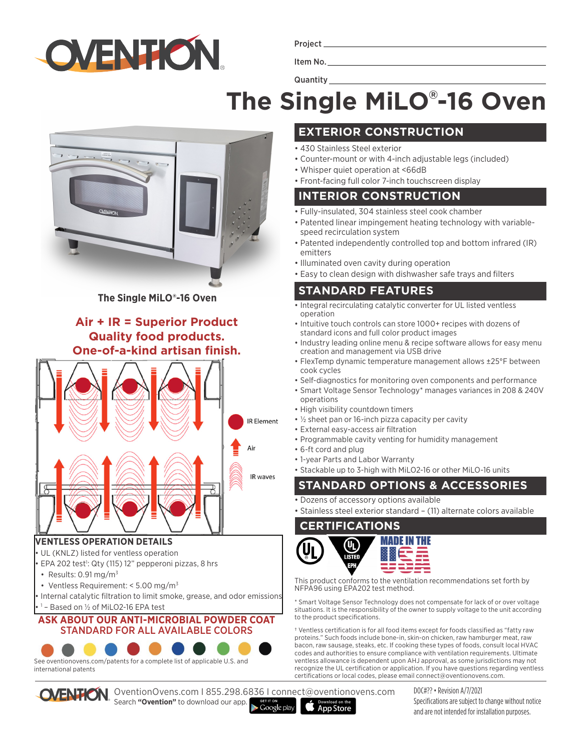Project

Item No.

Quantity

# The Single MiLO®-16 Oven

The Single MiLO®-16 Oven

**Air + IR = Superior Product**
**Quality food products.**
**One-of-a-kind artisan finish.**

IR Element

Air

IR waves

## VENTLESS OPERATION DETAILS

- UL (KNLZ) listed for ventless operation
- EPA 202 test[1]: Qty (115) 12" pepperoni pizzas, 8 hrs
  - Results: 0.91 mg/m$^3$
  - Ventless Requirement: < 5.00 mg/m$^3$
- Internal catalytic filtration to limit smoke, grease, and odor emissions
- [1] – Based on ½ of MiLO2-16 EPA test

**ASK ABOUT OUR ANTI-MICROBIAL POWDER COAT STANDARD FOR ALL AVAILABLE COLORS**

See oventionovens.com/patents for a complete list of applicable U.S. and international patents

## EXTERIOR CONSTRUCTION

- 430 Stainless Steel exterior
- Counter-mount or with 4-inch adjustable legs (included)
- Whisper quiet operation at <66dB
- Front-facing full color 7-inch touchscreen display

## INTERIOR CONSTRUCTION

- Fully-insulated, 304 stainless steel cook chamber
- Patented linear impingement heating technology with variable-speed recirculation system
- Patented independently controlled top and bottom infrared (IR) emitters
- Illuminated oven cavity during operation
- Easy to clean design with dishwasher safe trays and filters

## STANDARD FEATURES

- Integral recirculating catalytic converter for UL listed ventless operation
- Intuitive touch controls can store 1000+ recipes with dozens of standard icons and full color product images
- Industry leading online menu & recipe software allows for easy menu creation and management via USB drive
- FlexTemp dynamic temperature management allows ±25°F between cook cycles
- Self-diagnostics for monitoring oven components and performance
- Smart Voltage Sensor Technology* manages variances in 208 & 240V operations
- High visibility countdown timers
- ½ sheet pan or 16-inch pizza capacity per cavity
- External easy-access air filtration
- Programmable cavity venting for humidity management
- 6-ft cord and plug
- 1-year Parts and Labor Warranty
- Stackable up to 3-high with MiLO2-16 or other MiLO-16 units

## STANDARD OPTIONS & ACCESSORIES

- Dozens of accessory options available
- Stainless steel exterior standard – (11) alternate colors available

## CERTIFICATIONS

UL LISTED EPH MADE IN THE USA

This product conforms to the ventilation recommendations set forth by NFPA96 using EPA202 test method.

\* Smart Voltage Sensor Technology does not compensate for lack of or over voltage situations. It is the responsibility of the owner to supply voltage to the unit according to the product specifications.

† Ventless certification is for all food items except for foods classified as "fatty raw proteins." Such foods include bone-in, skin-on chicken, raw hamburger meat, raw bacon, raw sausage, steaks, etc. If cooking these types of foods, consult local HVAC codes and authorities to ensure compliance with ventilation requirements. Ultimate ventless allowance is dependent upon AHJ approval, as some jurisdictions may not recognize the UL certification or application. If you have questions regarding ventless certifications or local codes, please email connect@oventionovens.com.

OventionOvens.com I 855.298.6836 I connect@oventionovens.com
Search **"Ovention"** to download our app.

DOC#?? • Revision A/7/2021
Specifications are subject to change without notice and are not intended for installation purposes.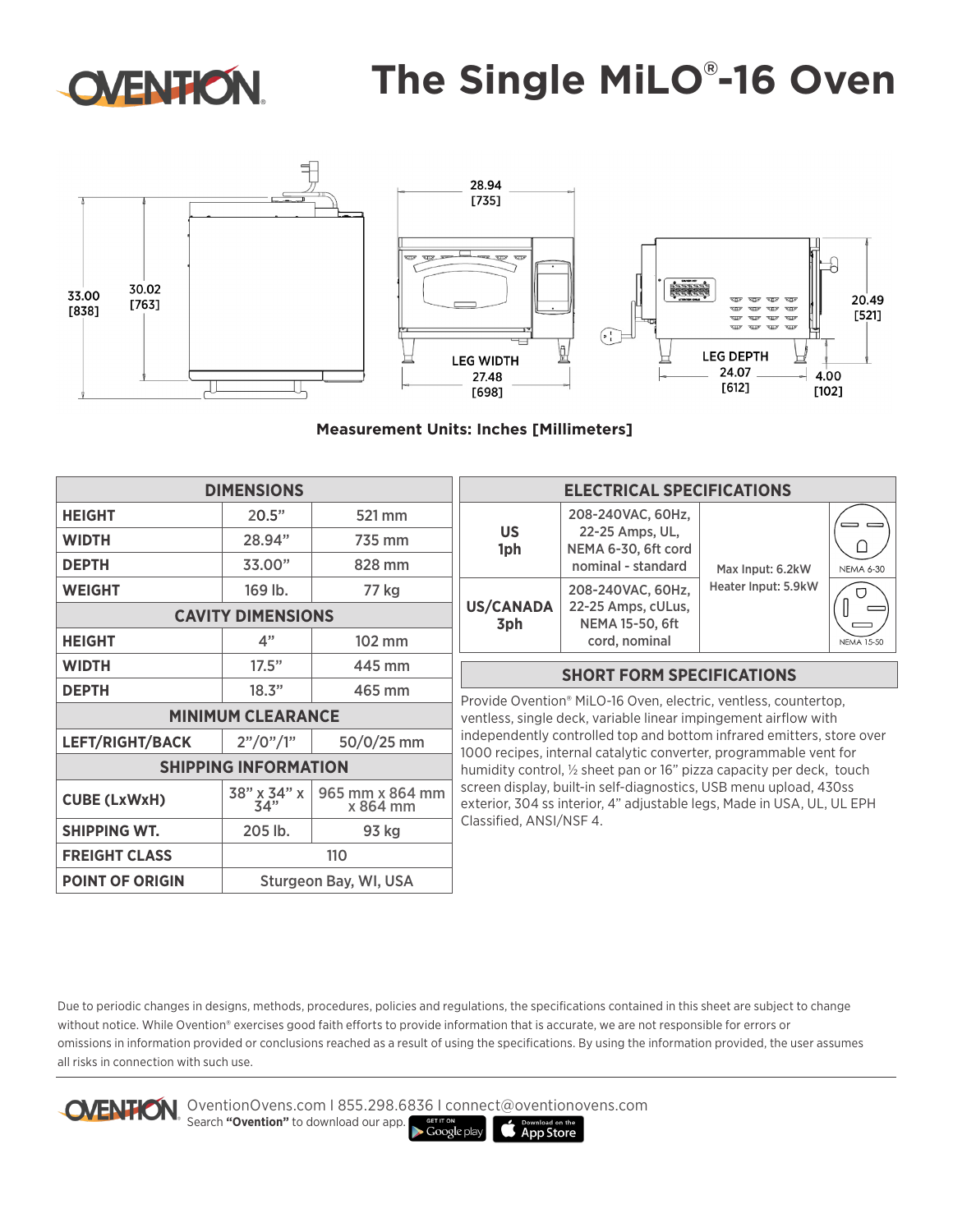# The Single MiLO®-16 Oven

33.00 [838]

30.02 [763]

28.94 [735]

LEG WIDTH 27.48 [698]

LEG DEPTH 24.07 [612]

20.49 [521]

4.00 [102]

**Measurement Units: Inches [Millimeters]**

| DIMENSIONS | | |
|---|---|---|
| **HEIGHT** | 20.5" | 521 mm |
| **WIDTH** | 28.94" | 735 mm |
| **DEPTH** | 33.00" | 828 mm |
| **WEIGHT** | 169 lb. | 77 kg |
| **CAVITY DIMENSIONS** | | |
| **HEIGHT** | 4" | 102 mm |
| **WIDTH** | 17.5" | 445 mm |
| **DEPTH** | 18.3" | 465 mm |
| **MINIMUM CLEARANCE** | | |
| **LEFT/RIGHT/BACK** | 2"/0"/1" | 50/0/25 mm |
| **SHIPPING INFORMATION** | | |
| **CUBE (LxWxH)** | 38" x 34" x 34" | 965 mm x 864 mm x 864 mm |
| **SHIPPING WT.** | 205 lb. | 93 kg |
| **FREIGHT CLASS** | 110 | |
| **POINT OF ORIGIN** | Sturgeon Bay, WI, USA | |

| ELECTRICAL SPECIFICATIONS | | | |
|---|---|---|---|
| **US 1ph** | 208-240VAC, 60Hz, 22-25 Amps, UL, NEMA 6-30, 6ft cord nominal - standard | Max Input: 6.2kW Heater Input: 5.9kW | NEMA 6-30 |
| **US/CANADA 3ph** | 208-240VAC, 60Hz, 22-25 Amps, cULus, NEMA 15-50, 6ft cord, nominal | | NEMA 15-50 |

## SHORT FORM SPECIFICATIONS

Provide Ovention® MiLO-16 Oven, electric, ventless, countertop, ventless, single deck, variable linear impingement airflow with independently controlled top and bottom infrared emitters, store over 1000 recipes, internal catalytic converter, programmable vent for humidity control, ½ sheet pan or 16" pizza capacity per deck, touch screen display, built-in self-diagnostics, USB menu upload, 430ss exterior, 304 ss interior, 4" adjustable legs, Made in USA, UL, UL EPH Classified, ANSI/NSF 4.

Due to periodic changes in designs, methods, procedures, policies and regulations, the specifications contained in this sheet are subject to change without notice. While Ovention® exercises good faith efforts to provide information that is accurate, we are not responsible for errors or omissions in information provided or conclusions reached as a result of using the specifications. By using the information provided, the user assumes all risks in connection with such use.

OventionOvens.com I 855.298.6836 I connect@oventionovens.com

Search **"Ovention"** to download our app.